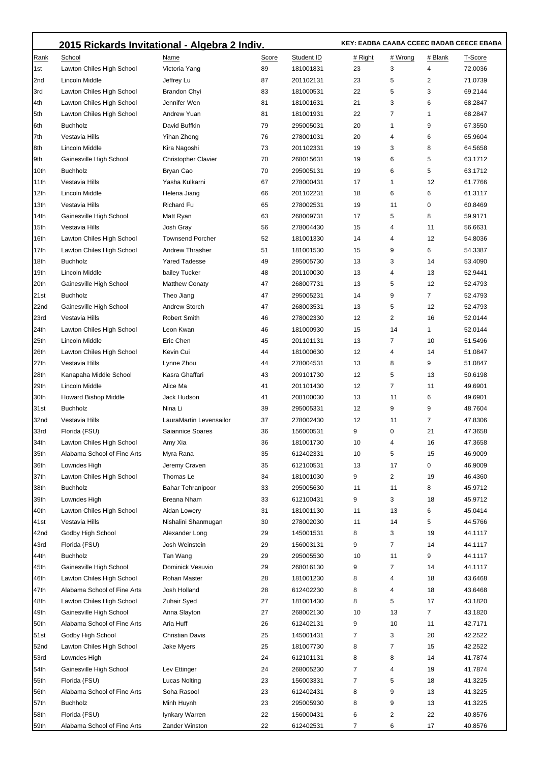## 2015 Rickards Invitational - Algebra 2 Indiv.

**KEY: EADBA CAABA CCEEC BADAB CEECE EBABA**

| Rank | School | Name | Score | Student ID | # Right | # Wrong | # Blank | T-Score |
|---|---|---|---|---|---|---|---|---|
| 1st | Lawton Chiles High School | Victoria Yang | 89 | 181001831 | 23 | 3 | 4 | 72.0036 |
| 2nd | Lincoln Middle | Jeffrey Lu | 87 | 201102131 | 23 | 5 | 2 | 71.0739 |
| 3rd | Lawton Chiles High School | Brandon Chyi | 83 | 181000531 | 22 | 5 | 3 | 69.2144 |
| 4th | Lawton Chiles High School | Jennifer Wen | 81 | 181001631 | 21 | 3 | 6 | 68.2847 |
| 5th | Lawton Chiles High School | Andrew Yuan | 81 | 181001931 | 22 | 7 | 1 | 68.2847 |
| 6th | Buchholz | David Buffkin | 79 | 295005031 | 20 | 1 | 9 | 67.3550 |
| 7th | Vestavia Hills | Yihan Zhong | 76 | 278001031 | 20 | 4 | 6 | 65.9604 |
| 8th | Lincoln Middle | Kira Nagoshi | 73 | 201102331 | 19 | 3 | 8 | 64.5658 |
| 9th | Gainesville High School | Christopher Clavier | 70 | 268015631 | 19 | 6 | 5 | 63.1712 |
| 10th | Buchholz | Bryan Cao | 70 | 295005131 | 19 | 6 | 5 | 63.1712 |
| 11th | Vestavia Hills | Yasha Kulkarni | 67 | 278000431 | 17 | 1 | 12 | 61.7766 |
| 12th | Lincoln Middle | Helena Jiang | 66 | 201102231 | 18 | 6 | 6 | 61.3117 |
| 13th | Vestavia Hills | Richard Fu | 65 | 278002531 | 19 | 11 | 0 | 60.8469 |
| 14th | Gainesville High School | Matt Ryan | 63 | 268009731 | 17 | 5 | 8 | 59.9171 |
| 15th | Vestavia Hills | Josh Gray | 56 | 278004430 | 15 | 4 | 11 | 56.6631 |
| 16th | Lawton Chiles High School | Townsend Porcher | 52 | 181001330 | 14 | 4 | 12 | 54.8036 |
| 17th | Lawton Chiles High School | Andrew Thrasher | 51 | 181001530 | 15 | 9 | 6 | 54.3387 |
| 18th | Buchholz | Yared Tadesse | 49 | 295005730 | 13 | 3 | 14 | 53.4090 |
| 19th | Lincoln Middle | bailey Tucker | 48 | 201100030 | 13 | 4 | 13 | 52.9441 |
| 20th | Gainesville High School | Matthew Conaty | 47 | 268007731 | 13 | 5 | 12 | 52.4793 |
| 21st | Buchholz | Theo Jiang | 47 | 295005231 | 14 | 9 | 7 | 52.4793 |
| 22nd | Gainesville High School | Andrew Storch | 47 | 268003531 | 13 | 5 | 12 | 52.4793 |
| 23rd | Vestavia Hills | Robert Smith | 46 | 278002330 | 12 | 2 | 16 | 52.0144 |
| 24th | Lawton Chiles High School | Leon Kwan | 46 | 181000930 | 15 | 14 | 1 | 52.0144 |
| 25th | Lincoln Middle | Eric Chen | 45 | 201101131 | 13 | 7 | 10 | 51.5496 |
| 26th | Lawton Chiles High School | Kevin Cui | 44 | 181000630 | 12 | 4 | 14 | 51.0847 |
| 27th | Vestavia Hills | Lynne Zhou | 44 | 278004531 | 13 | 8 | 9 | 51.0847 |
| 28th | Kanapaha Middle School | Kasra Ghaffari | 43 | 209101730 | 12 | 5 | 13 | 50.6198 |
| 29th | Lincoln Middle | Alice Ma | 41 | 201101430 | 12 | 7 | 11 | 49.6901 |
| 30th | Howard Bishop Middle | Jack Hudson | 41 | 208100030 | 13 | 11 | 6 | 49.6901 |
| 31st | Buchholz | Nina Li | 39 | 295005331 | 12 | 9 | 9 | 48.7604 |
| 32nd | Vestavia Hills | LauraMartin Levensailor | 37 | 278002430 | 12 | 11 | 7 | 47.8306 |
| 33rd | Florida (FSU) | Saiannice Soares | 36 | 156000531 | 9 | 0 | 21 | 47.3658 |
| 34th | Lawton Chiles High School | Amy Xia | 36 | 181001730 | 10 | 4 | 16 | 47.3658 |
| 35th | Alabama School of Fine Arts | Myra Rana | 35 | 612402331 | 10 | 5 | 15 | 46.9009 |
| 36th | Lowndes High | Jeremy Craven | 35 | 612100531 | 13 | 17 | 0 | 46.9009 |
| 37th | Lawton Chiles High School | Thomas Le | 34 | 181001030 | 9 | 2 | 19 | 46.4360 |
| 38th | Buchholz | Bahar Tehranipoor | 33 | 295005630 | 11 | 11 | 8 | 45.9712 |
| 39th | Lowndes High | Breana Nham | 33 | 612100431 | 9 | 3 | 18 | 45.9712 |
| 40th | Lawton Chiles High School | Aidan Lowery | 31 | 181001130 | 11 | 13 | 6 | 45.0414 |
| 41st | Vestavia Hills | Nishalini Shanmugan | 30 | 278002030 | 11 | 14 | 5 | 44.5766 |
| 42nd | Godby High School | Alexander Long | 29 | 145001531 | 8 | 3 | 19 | 44.1117 |
| 43rd | Florida (FSU) | Josh Weinstein | 29 | 156003131 | 9 | 7 | 14 | 44.1117 |
| 44th | Buchholz | Tan Wang | 29 | 295005530 | 10 | 11 | 9 | 44.1117 |
| 45th | Gainesville High School | Dominick Vesuvio | 29 | 268016130 | 9 | 7 | 14 | 44.1117 |
| 46th | Lawton Chiles High School | Rohan Master | 28 | 181001230 | 8 | 4 | 18 | 43.6468 |
| 47th | Alabama School of Fine Arts | Josh Holland | 28 | 612402230 | 8 | 4 | 18 | 43.6468 |
| 48th | Lawton Chiles High School | Zuhair Syed | 27 | 181001430 | 8 | 5 | 17 | 43.1820 |
| 49th | Gainesville High School | Anna Slayton | 27 | 268002130 | 10 | 13 | 7 | 43.1820 |
| 50th | Alabama School of Fine Arts | Aria Huff | 26 | 612402131 | 9 | 10 | 11 | 42.7171 |
| 51st | Godby High School | Christian Davis | 25 | 145001431 | 7 | 3 | 20 | 42.2522 |
| 52nd | Lawton Chiles High School | Jake Myers | 25 | 181007730 | 8 | 7 | 15 | 42.2522 |
| 53rd | Lowndes High | | 24 | 612101131 | 8 | 8 | 14 | 41.7874 |
| 54th | Gainesville High School | Lev Ettinger | 24 | 268005230 | 7 | 4 | 19 | 41.7874 |
| 55th | Florida (FSU) | Lucas Nolting | 23 | 156003331 | 7 | 5 | 18 | 41.3225 |
| 56th | Alabama School of Fine Arts | Soha Rasool | 23 | 612402431 | 8 | 9 | 13 | 41.3225 |
| 57th | Buchholz | Minh Huynh | 23 | 295005930 | 8 | 9 | 13 | 41.3225 |
| 58th | Florida (FSU) | Iynkary Warren | 22 | 156000431 | 6 | 2 | 22 | 40.8576 |
| 59th | Alabama School of Fine Arts | Zander Winston | 22 | 612402531 | 7 | 6 | 17 | 40.8576 |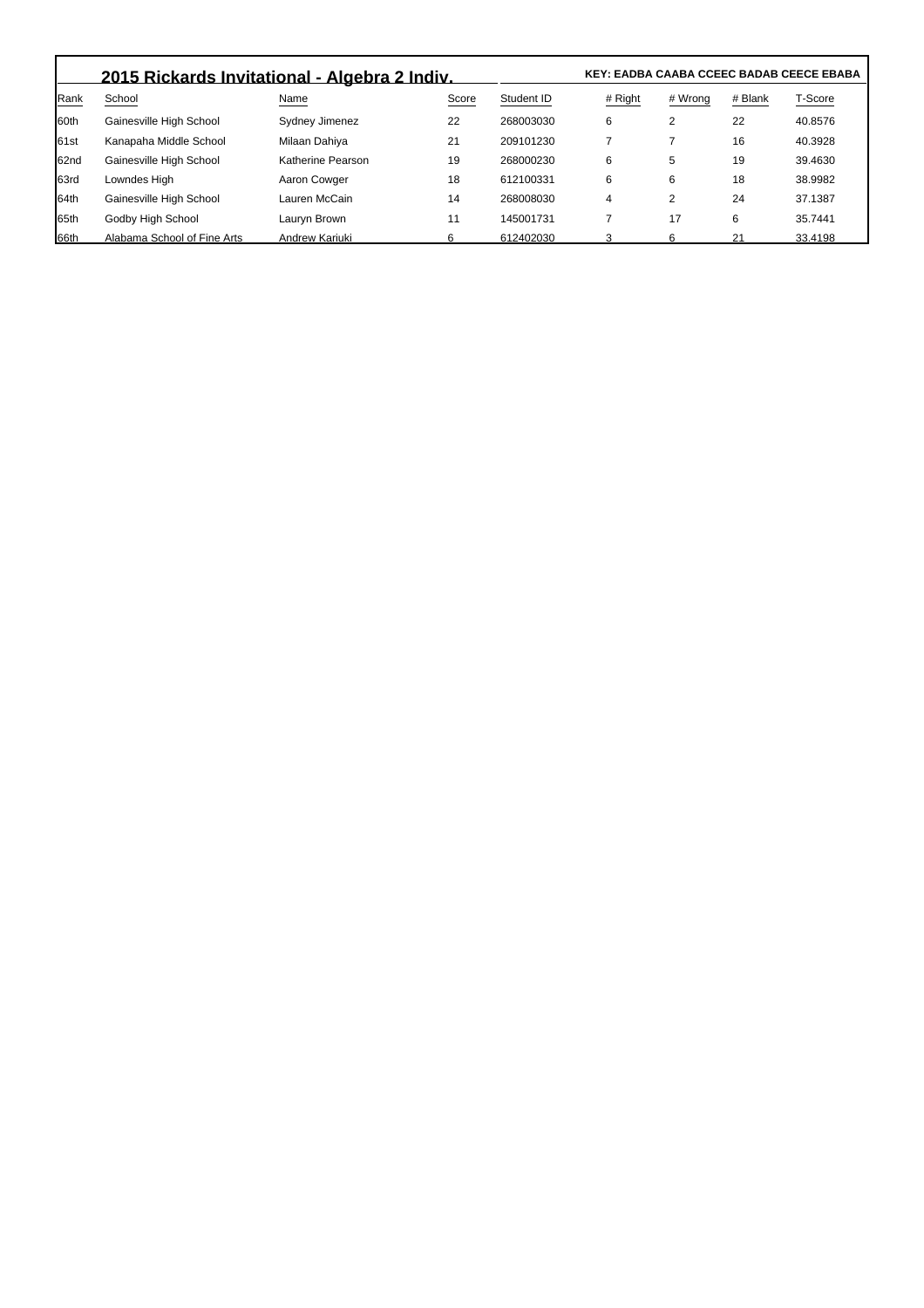## 2015 Rickards Invitational - Algebra 2 Indiv.

**KEY: EADBA CAABA CCEEC BADAB CEECE EBABA**

| Rank | School | Name | Score | Student ID | # Right | # Wrong | # Blank | T-Score |
|---|---|---|---|---|---|---|---|---|
| 60th | Gainesville High School | Sydney Jimenez | 22 | 268003030 | 6 | 2 | 22 | 40.8576 |
| 61st | Kanapaha Middle School | Milaan Dahiya | 21 | 209101230 | 7 | 7 | 16 | 40.3928 |
| 62nd | Gainesville High School | Katherine Pearson | 19 | 268000230 | 6 | 5 | 19 | 39.4630 |
| 63rd | Lowndes High | Aaron Cowger | 18 | 612100331 | 6 | 6 | 18 | 38.9982 |
| 64th | Gainesville High School | Lauren McCain | 14 | 268008030 | 4 | 2 | 24 | 37.1387 |
| 65th | Godby High School | Lauryn Brown | 11 | 145001731 | 7 | 17 | 6 | 35.7441 |
| 66th | Alabama School of Fine Arts | Andrew Kariuki | 6 | 612402030 | 3 | 6 | 21 | 33.4198 |